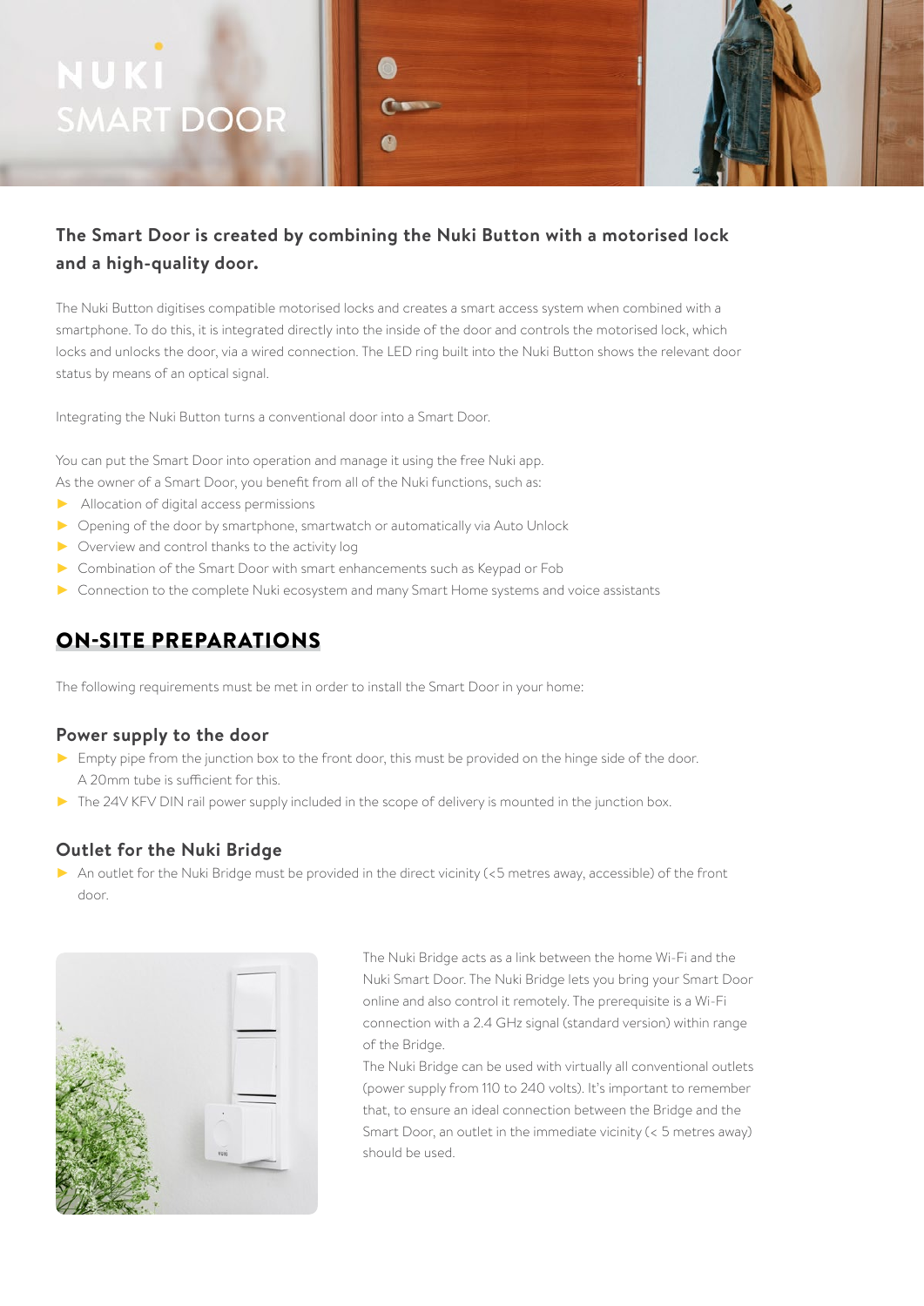# NUKI SMART DOOR

**The Smart Door is created by combining the Nuki Button with a motorised lock and a high-quality door.**

The Nuki Button digitises compatible motorised locks and creates a smart access system when combined with a smartphone. To do this, it is integrated directly into the inside of the door and controls the motorised lock, which locks and unlocks the door, via a wired connection. The LED ring built into the Nuki Button shows the relevant door status by means of an optical signal.

Integrating the Nuki Button turns a conventional door into a Smart Door.

You can put the Smart Door into operation and manage it using the free Nuki app.
As the owner of a Smart Door, you benefit from all of the Nuki functions, such as:

- Allocation of digital access permissions
- Opening of the door by smartphone, smartwatch or automatically via Auto Unlock
- Overview and control thanks to the activity log
- Combination of the Smart Door with smart enhancements such as Keypad or Fob
- Connection to the complete Nuki ecosystem and many Smart Home systems and voice assistants

## ON-SITE PREPARATIONS

The following requirements must be met in order to install the Smart Door in your home:

### Power supply to the door

- Empty pipe from the junction box to the front door, this must be provided on the hinge side of the door. A 20mm tube is sufficient for this.
- The 24V KFV DIN rail power supply included in the scope of delivery is mounted in the junction box.

### Outlet for the Nuki Bridge

- An outlet for the Nuki Bridge must be provided in the direct vicinity (<5 metres away, accessible) of the front door.

The Nuki Bridge acts as a link between the home Wi-Fi and the Nuki Smart Door. The Nuki Bridge lets you bring your Smart Door online and also control it remotely. The prerequisite is a Wi-Fi connection with a 2.4 GHz signal (standard version) within range of the Bridge.
The Nuki Bridge can be used with virtually all conventional outlets (power supply from 110 to 240 volts). It's important to remember that, to ensure an ideal connection between the Bridge and the Smart Door, an outlet in the immediate vicinity (< 5 metres away) should be used.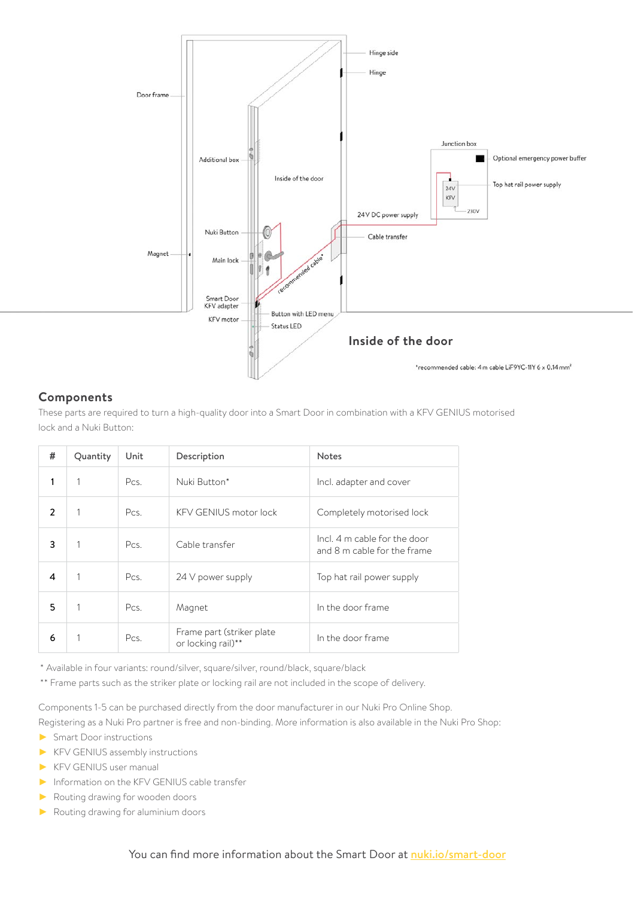Hinge side

Hinge

Door frame

Junction box

Optional emergency power buffer

Additional box

Inside of the door

Top hat rail power supply

24V

KFV

230V

24 V DC power supply

Nuki Button

Cable transfer

Magnet

Main lock

recommended cable*

Smart Door KFV adapter

KFV motor

Button with LED menu

Status LED

Inside of the door

*recommended cable: 4 m cable LiF9YC-11Y 6 x 0.14 mm²

## Components

These parts are required to turn a high-quality door into a Smart Door in combination with a KFV GENIUS motorised lock and a Nuki Button:

| # | Quantity | Unit | Description | Notes |
|---|---|---|---|---|
| 1 | 1 | Pcs. | Nuki Button* | Incl. adapter and cover |
| 2 | 1 | Pcs. | KFV GENIUS motor lock | Completely motorised lock |
| 3 | 1 | Pcs. | Cable transfer | Incl. 4 m cable for the door and 8 m cable for the frame |
| 4 | 1 | Pcs. | 24 V power supply | Top hat rail power supply |
| 5 | 1 | Pcs. | Magnet | In the door frame |
| 6 | 1 | Pcs. | Frame part (striker plate or locking rail)** | In the door frame |

\* Available in four variants: round/silver, square/silver, round/black, square/black

** Frame parts such as the striker plate or locking rail are not included in the scope of delivery.

Components 1-5 can be purchased directly from the door manufacturer in our Nuki Pro Online Shop.
Registering as a Nuki Pro partner is free and non-binding. More information is also available in the Nuki Pro Shop:

- Smart Door instructions
- KFV GENIUS assembly instructions
- KFV GENIUS user manual
- Information on the KFV GENIUS cable transfer
- Routing drawing for wooden doors
- Routing drawing for aluminium doors

You can find more information about the Smart Door at nuki.io/smart-door